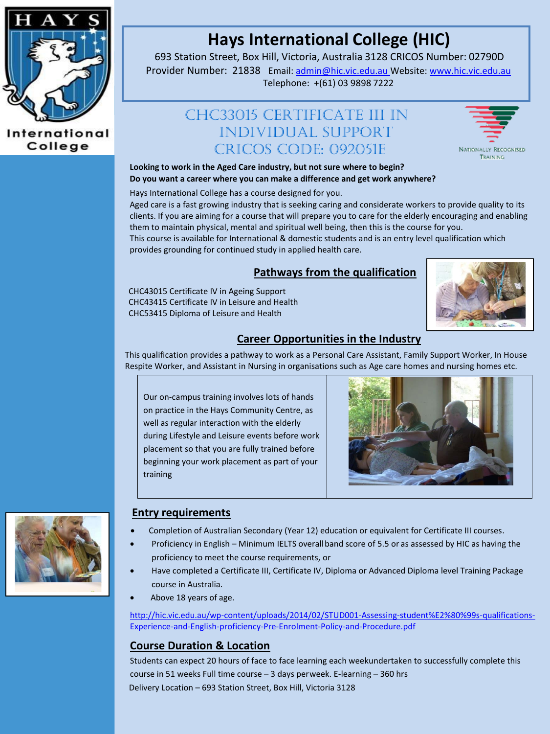# Hays International College (HIC)

693 Station Street, Box Hill, Victoria, Australia 3128 CRICOS Number: 02790D
Provider Number: 21838 Email: admin@hic.vic.edu.au Website: www.hic.vic.edu.au
Telephone: +(61) 03 9898 7222

## CHC33015 Certificate III in Individual Support CRICOS Code: 092051E

**Looking to work in the Aged Care industry, but not sure where to begin?**
**Do you want a career where you can make a difference and get work anywhere?**

Hays International College has a course designed for you.

Aged care is a fast growing industry that is seeking caring and considerate workers to provide quality to its clients. If you are aiming for a course that will prepare you to care for the elderly encouraging and enabling them to maintain physical, mental and spiritual well being, then this is the course for you.

This course is available for International & domestic students and is an entry level qualification which provides grounding for continued study in applied health care.

## Pathways from the qualification

CHC43015 Certificate IV in Ageing Support
CHC43415 Certificate IV in Leisure and Health
CHC53415 Diploma of Leisure and Health

## Career Opportunities in the Industry

This qualification provides a pathway to work as a Personal Care Assistant, Family Support Worker, In House Respite Worker, and Assistant in Nursing in organisations such as Age care homes and nursing homes etc.

Our on-campus training involves lots of hands on practice in the Hays Community Centre, as well as regular interaction with the elderly during Lifestyle and Leisure events before work placement so that you are fully trained before beginning your work placement as part of your training

## Entry requirements

- Completion of Australian Secondary (Year 12) education or equivalent for Certificate III courses.
- Proficiency in English – Minimum IELTS overall band score of 5.5 or as assessed by HIC as having the proficiency to meet the course requirements, or
- Have completed a Certificate III, Certificate IV, Diploma or Advanced Diploma level Training Package course in Australia.
- Above 18 years of age.

http://hic.vic.edu.au/wp-content/uploads/2014/02/STUD001-Assessing-student%E2%80%99s-qualifications-Experience-and-English-proficiency-Pre-Enrolment-Policy-and-Procedure.pdf

## Course Duration & Location

Students can expect 20 hours of face to face learning each week undertaken to successfully complete this course in 51 weeks Full time course – 3 days per week. E-learning – 360 hrs

Delivery Location – 693 Station Street, Box Hill, Victoria 3128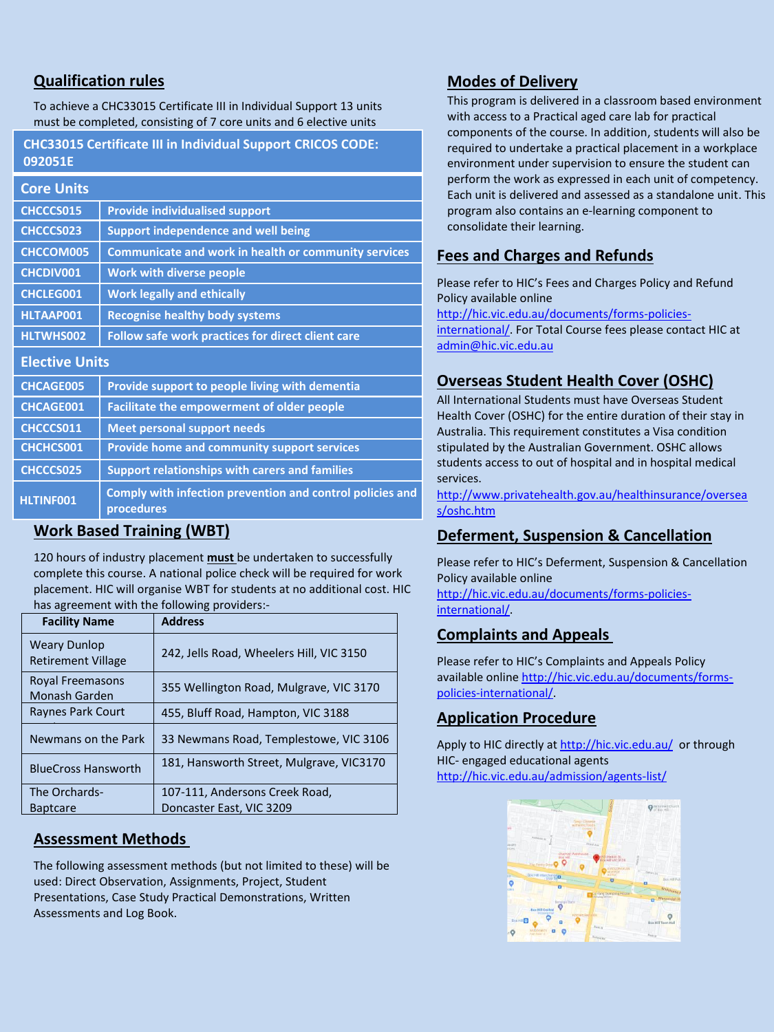## Qualification rules

To achieve a CHC33015 Certificate III in Individual Support 13 units must be completed, consisting of 7 core units and 6 elective units

| CHC33015 Certificate III in Individual Support CRICOS CODE: 092051E | |
|---|---|
| **Core Units** | |
| CHCCCS015 | Provide individualised support |
| CHCCCS023 | Support independence and well being |
| CHCCOM005 | Communicate and work in health or community services |
| CHCDIV001 | Work with diverse people |
| CHCLEG001 | Work legally and ethically |
| HLTAAP001 | Recognise healthy body systems |
| HLTWHS002 | Follow safe work practices for direct client care |
| **Elective Units** | |
| CHCAGE005 | Provide support to people living with dementia |
| CHCAGE001 | Facilitate the empowerment of older people |
| CHCCCS011 | Meet personal support needs |
| CHCHCS001 | Provide home and community support services |
| CHCCCS025 | Support relationships with carers and families |
| HLTINF001 | Comply with infection prevention and control policies and procedures |

## Work Based Training (WBT)

120 hours of industry placement **must** be undertaken to successfully complete this course. A national police check will be required for work placement. HIC will organise WBT for students at no additional cost. HIC has agreement with the following providers:-

| Facility Name | Address |
|---|---|
| Weary Dunlop Retirement Village | 242, Jells Road, Wheelers Hill, VIC 3150 |
| Royal Freemasons Monash Garden | 355 Wellington Road, Mulgrave, VIC 3170 |
| Raynes Park Court | 455, Bluff Road, Hampton, VIC 3188 |
| Newmans on the Park | 33 Newmans Road, Templestowe, VIC 3106 |
| BlueCross Hansworth | 181, Hansworth Street, Mulgrave, VIC3170 |
| The Orchards- Baptcare | 107-111, Andersons Creek Road, Doncaster East, VIC 3209 |

## Assessment Methods

The following assessment methods (but not limited to these) will be used: Direct Observation, Assignments, Project, Student Presentations, Case Study Practical Demonstrations, Written Assessments and Log Book.

## Modes of Delivery

This program is delivered in a classroom based environment with access to a Practical aged care lab for practical components of the course. In addition, students will also be required to undertake a practical placement in a workplace environment under supervision to ensure the student can perform the work as expressed in each unit of competency. Each unit is delivered and assessed as a standalone unit. This program also contains an e-learning component to consolidate their learning.

## Fees and Charges and Refunds

Please refer to HIC's Fees and Charges Policy and Refund Policy available online http://hic.vic.edu.au/documents/forms-policies-international/. For Total Course fees please contact HIC at admin@hic.vic.edu.au

## Overseas Student Health Cover (OSHC)

All International Students must have Overseas Student Health Cover (OSHC) for the entire duration of their stay in Australia. This requirement constitutes a Visa condition stipulated by the Australian Government. OSHC allows students access to out of hospital and in hospital medical services.
http://www.privatehealth.gov.au/healthinsurance/overseas/oshc.htm

## Deferment, Suspension & Cancellation

Please refer to HIC's Deferment, Suspension & Cancellation Policy available online http://hic.vic.edu.au/documents/forms-policies-international/.

## Complaints and Appeals

Please refer to HIC's Complaints and Appeals Policy available online http://hic.vic.edu.au/documents/forms-policies-international/.

## Application Procedure

Apply to HIC directly at http://hic.vic.edu.au/ or through HIC- engaged educational agents http://hic.vic.edu.au/admission/agents-list/